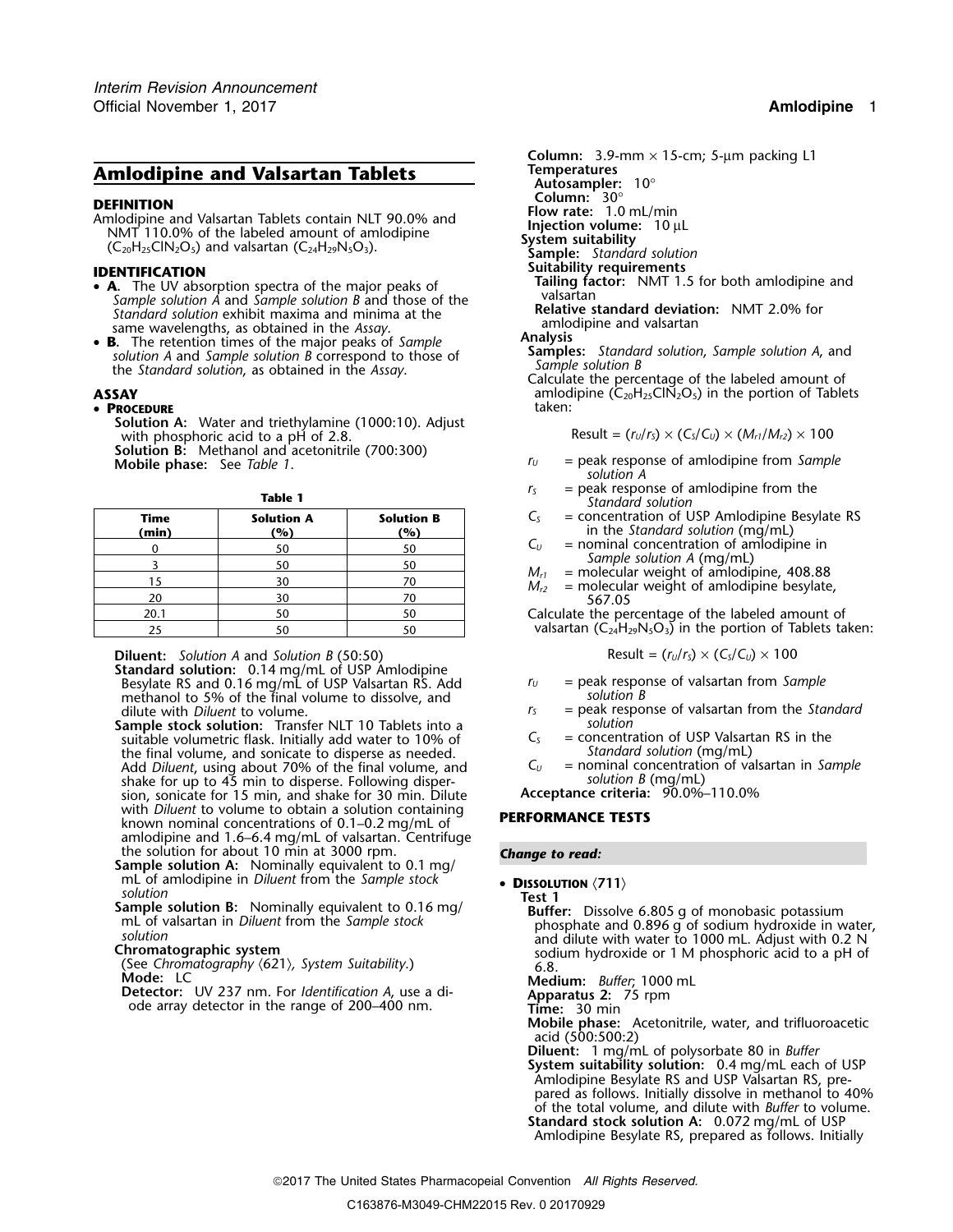# Amlodipine and Valsartan Tablets

## DEFINITION

Amlodipine and Valsartan Tablets contain NLT 90.0% and NMT 110.0% of the labeled amount of amlodipine ($C_{20}H_{25}ClN_2O_5$) and valsartan ($C_{24}H_{29}N_5O_3$).

## IDENTIFICATION

- **A.** The UV absorption spectra of the major peaks of *Sample solution A* and *Sample solution B* and those of the *Standard solution* exhibit maxima and minima at the same wavelengths, as obtained in the *Assay*.
- **B.** The retention times of the major peaks of *Sample solution A* and *Sample solution B* correspond to those of the *Standard solution*, as obtained in the *Assay*.

## ASSAY

- **PROCEDURE**

**Solution A:** Water and triethylamine (1000:10). Adjust with phosphoric acid to a pH of 2.8.

**Solution B:** Methanol and acetonitrile (700:300)

**Mobile phase:** See *Table 1*.

**Table 1**

| Time (min) | Solution A (%) | Solution B (%) |
|---|---|---|
| 0 | 50 | 50 |
| 3 | 50 | 50 |
| 15 | 30 | 70 |
| 20 | 30 | 70 |
| 20.1 | 50 | 50 |
| 25 | 50 | 50 |

**Diluent:** *Solution A* and *Solution B* (50:50)

**Standard solution:** 0.14 mg/mL of USP Amlodipine Besylate RS and 0.16 mg/mL of USP Valsartan RS. Add methanol to 5% of the final volume to dissolve, and dilute with *Diluent* to volume.

**Sample stock solution:** Transfer NLT 10 Tablets into a suitable volumetric flask. Initially add water to 10% of the final volume, and sonicate to disperse as needed. Add *Diluent*, using about 70% of the final volume, and shake for up to 45 min to disperse. Following dispersion, sonicate for 15 min, and shake for 30 min. Dilute with *Diluent* to volume to obtain a solution containing known nominal concentrations of 0.1–0.2 mg/mL of amlodipine and 1.6–6.4 mg/mL of valsartan. Centrifuge the solution for about 10 min at 3000 rpm.

**Sample solution A:** Nominally equivalent to 0.1 mg/mL of amlodipine in *Diluent* from the *Sample stock solution*

**Sample solution B:** Nominally equivalent to 0.16 mg/mL of valsartan in *Diluent* from the *Sample stock solution*

**Chromatographic system**

(See *Chromatography* ⟨621⟩*, System Suitability*.)

**Mode:** LC

**Detector:** UV 237 nm. For *Identification A*, use a diode array detector in the range of 200–400 nm.

**Column:** 3.9-mm × 15-cm; 5-µm packing L1

**Temperatures**

**Autosampler:** 10°

**Column:** 30°

**Flow rate:** 1.0 mL/min

**Injection volume:** 10 µL

**System suitability**

**Sample:** *Standard solution*

**Suitability requirements**

**Tailing factor:** NMT 1.5 for both amlodipine and valsartan

**Relative standard deviation:** NMT 2.0% for amlodipine and valsartan

**Analysis**

**Samples:** *Standard solution*, *Sample solution A*, and *Sample solution B*

Calculate the percentage of the labeled amount of amlodipine ($C_{20}H_{25}ClN_2O_5$) in the portion of Tablets taken:

$$\text{Result} = (r_U/r_S) \times (C_S/C_U) \times (M_{r1}/M_{r2}) \times 100$$

$r_U$ = peak response of amlodipine from *Sample solution A*

$r_S$ = peak response of amlodipine from the *Standard solution*

$C_S$ = concentration of USP Amlodipine Besylate RS in the *Standard solution* (mg/mL)

$C_U$ = nominal concentration of amlodipine in *Sample solution A* (mg/mL)

$M_{r1}$ = molecular weight of amlodipine, 408.88

$M_{r2}$ = molecular weight of amlodipine besylate, 567.05

Calculate the percentage of the labeled amount of valsartan ($C_{24}H_{29}N_5O_3$) in the portion of Tablets taken:

$$\text{Result} = (r_U/r_S) \times (C_S/C_U) \times 100$$

$r_U$ = peak response of valsartan from *Sample solution B*

$r_S$ = peak response of valsartan from the *Standard solution*

$C_S$ = concentration of USP Valsartan RS in the *Standard solution* (mg/mL)

$C_U$ = nominal concentration of valsartan in *Sample solution B* (mg/mL)

**Acceptance criteria:** 90.0%–110.0%

## PERFORMANCE TESTS

***Change to read:***

- **DISSOLUTION** ⟨711⟩

**Test 1**

**Buffer:** Dissolve 6.805 g of monobasic potassium phosphate and 0.896 g of sodium hydroxide in water, and dilute with water to 1000 mL. Adjust with 0.2 N sodium hydroxide or 1 M phosphoric acid to a pH of 6.8.

**Medium:** *Buffer*; 1000 mL

**Apparatus 2:** 75 rpm

**Time:** 30 min

**Mobile phase:** Acetonitrile, water, and trifluoroacetic acid (500:500:2)

**Diluent:** 1 mg/mL of polysorbate 80 in *Buffer*

**System suitability solution:** 0.4 mg/mL each of USP Amlodipine Besylate RS and USP Valsartan RS, prepared as follows. Initially dissolve in methanol to 40% of the total volume, and dilute with *Buffer* to volume.

**Standard stock solution A:** 0.072 mg/mL of USP Amlodipine Besylate RS, prepared as follows. Initially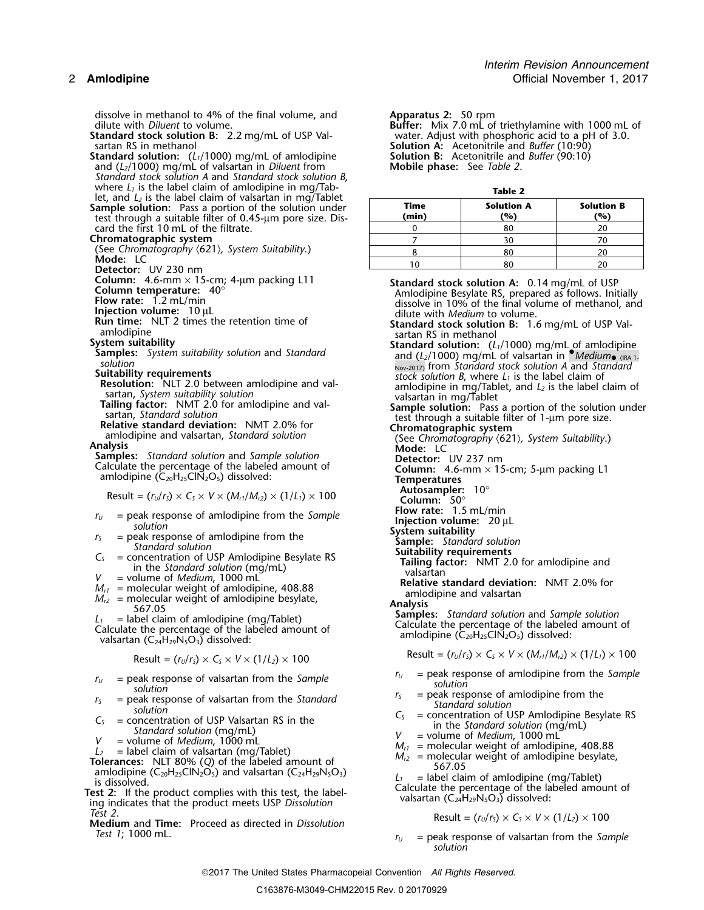dissolve in methanol to 4% of the final volume, and dilute with *Diluent* to volume.

**Standard stock solution B:** 2.2 mg/mL of USP Valsartan RS in methanol

**Standard solution:** ($L_1$/1000) mg/mL of amlodipine and ($L_2$/1000) mg/mL of valsartan in *Diluent* from *Standard stock solution A* and *Standard stock solution B*, where $L_1$ is the label claim of amlodipine in mg/Tablet, and $L_2$ is the label claim of valsartan in mg/Tablet

**Sample solution:** Pass a portion of the solution under test through a suitable filter of 0.45-µm pore size. Discard the first 10 mL of the filtrate.

**Chromatographic system**

(See *Chromatography* 〈621〉, *System Suitability*.)

**Mode:** LC

**Detector:** UV 230 nm

**Column:** 4.6-mm × 15-cm; 4-µm packing L11

**Column temperature:** 40°

**Flow rate:** 1.2 mL/min

**Injection volume:** 10 µL

**Run time:** NLT 2 times the retention time of amlodipine

**System suitability**

**Samples:** *System suitability solution* and *Standard solution*

**Suitability requirements**

**Resolution:** NLT 2.0 between amlodipine and valsartan, *System suitability solution*

**Tailing factor:** NMT 2.0 for amlodipine and valsartan, *Standard solution*

**Relative standard deviation:** NMT 2.0% for amlodipine and valsartan, *Standard solution*

**Analysis**

**Samples:** *Standard solution* and *Sample solution*

Calculate the percentage of the labeled amount of amlodipine ($C_{20}H_{25}ClN_2O_5$) dissolved:

$$\text{Result} = (r_U/r_S) \times C_S \times V \times (M_{r1}/M_{r2}) \times (1/L_1) \times 100$$

$r_U$ = peak response of amlodipine from the *Sample solution*

$r_S$ = peak response of amlodipine from the *Standard solution*

$C_S$ = concentration of USP Amlodipine Besylate RS in the *Standard solution* (mg/mL)

$V$ = volume of *Medium*, 1000 mL

$M_{r1}$ = molecular weight of amlodipine, 408.88

$M_{r2}$ = molecular weight of amlodipine besylate, 567.05

$L_1$ = label claim of amlodipine (mg/Tablet)

Calculate the percentage of the labeled amount of valsartan ($C_{24}H_{29}N_5O_3$) dissolved:

$$\text{Result} = (r_U/r_S) \times C_S \times V \times (1/L_2) \times 100$$

$r_U$ = peak response of valsartan from the *Sample solution*

$r_S$ = peak response of valsartan from the *Standard solution*

$C_S$ = concentration of USP Valsartan RS in the *Standard solution* (mg/mL)

$V$ = volume of *Medium*, 1000 mL

$L_2$ = label claim of valsartan (mg/Tablet)

**Tolerances:** NLT 80% (*Q*) of the labeled amount of amlodipine ($C_{20}H_{25}ClN_2O_5$) and valsartan ($C_{24}H_{29}N_5O_3$) is dissolved.

**Test 2:** If the product complies with this test, the labeling indicates that the product meets USP *Dissolution Test 2*.

**Medium** and **Time:** Proceed as directed in *Dissolution Test 1*; 1000 mL.

**Apparatus 2:** 50 rpm

**Buffer:** Mix 7.0 mL of triethylamine with 1000 mL of water. Adjust with phosphoric acid to a pH of 3.0.

**Solution A:** Acetonitrile and *Buffer* (10:90)

**Solution B:** Acetonitrile and *Buffer* (90:10)

**Mobile phase:** See *Table 2*.

**Table 2**

| Time (min) | Solution A (%) | Solution B (%) |
|---|---|---|
| 0 | 80 | 20 |
| 7 | 30 | 70 |
| 8 | 80 | 20 |
| 10 | 80 | 20 |

**Standard stock solution A:** 0.14 mg/mL of USP Amlodipine Besylate RS, prepared as follows. Initially dissolve in 10% of the final volume of methanol, and dilute with *Medium* to volume.

**Standard stock solution B:** 1.6 mg/mL of USP Valsartan RS in methanol

**Standard solution:** ($L_1$/1000) mg/mL of amlodipine and ($L_2$/1000) mg/mL of valsartan in •*Medium*• (IRA 1-Nov-2017) from *Standard stock solution A* and *Standard stock solution B*, where $L_1$ is the label claim of amlodipine in mg/Tablet, and $L_2$ is the label claim of valsartan in mg/Tablet

**Sample solution:** Pass a portion of the solution under test through a suitable filter of 1-µm pore size.

**Chromatographic system**

(See *Chromatography* 〈621〉, *System Suitability*.)

**Mode:** LC

**Detector:** UV 237 nm

**Column:** 4.6-mm × 15-cm; 5-µm packing L1

**Temperatures**

**Autosampler:** 10°

**Column:** 50°

**Flow rate:** 1.5 mL/min

**Injection volume:** 20 µL

**System suitability**

**Sample:** *Standard solution*

**Suitability requirements**

**Tailing factor:** NMT 2.0 for amlodipine and valsartan

**Relative standard deviation:** NMT 2.0% for amlodipine and valsartan

**Analysis**

**Samples:** *Standard solution* and *Sample solution*

Calculate the percentage of the labeled amount of amlodipine ($C_{20}H_{25}ClN_2O_5$) dissolved:

$$\text{Result} = (r_U/r_S) \times C_S \times V \times (M_{r1}/M_{r2}) \times (1/L_1) \times 100$$

$r_U$ = peak response of amlodipine from the *Sample solution*

$r_S$ = peak response of amlodipine from the *Standard solution*

$C_S$ = concentration of USP Amlodipine Besylate RS in the *Standard solution* (mg/mL)

$V$ = volume of *Medium*, 1000 mL

$M_{r1}$ = molecular weight of amlodipine, 408.88

$M_{r2}$ = molecular weight of amlodipine besylate, 567.05

$L_1$ = label claim of amlodipine (mg/Tablet)

Calculate the percentage of the labeled amount of valsartan ($C_{24}H_{29}N_5O_3$) dissolved:

$$\text{Result} = (r_U/r_S) \times C_S \times V \times (1/L_2) \times 100$$

$r_U$ = peak response of valsartan from the *Sample solution*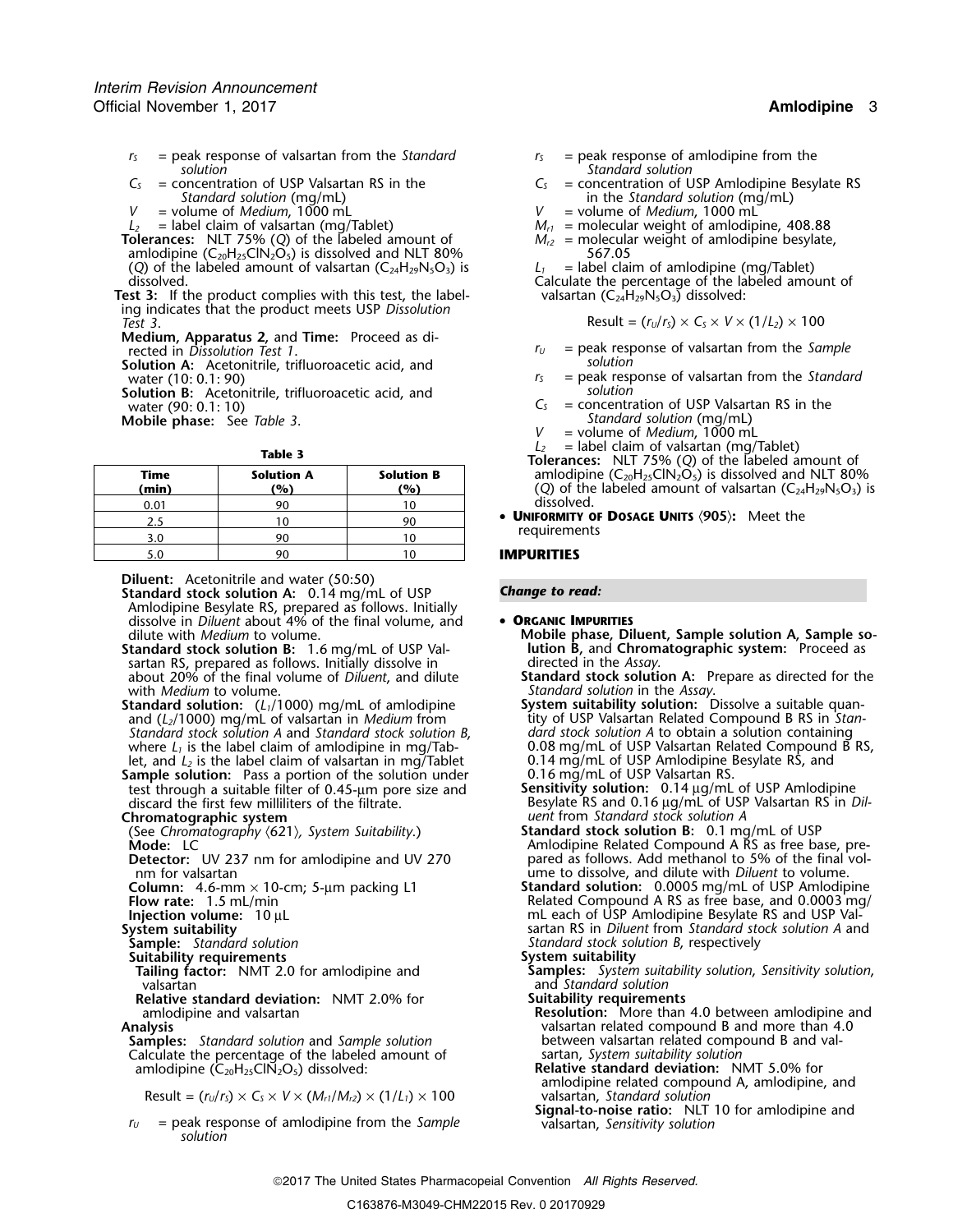$r_S$ = peak response of valsartan from the *Standard solution*

$C_S$ = concentration of USP Valsartan RS in the *Standard solution* (mg/mL)

$V$ = volume of *Medium*, 1000 mL

$L_2$ = label claim of valsartan (mg/Tablet)

**Tolerances:** NLT 75% ($Q$) of the labeled amount of amlodipine ($C_{20}H_{25}ClN_2O_5$) is dissolved and NLT 80% ($Q$) of the labeled amount of valsartan ($C_{24}H_{29}N_5O_3$) is dissolved.

**Test 3:** If the product complies with this test, the labeling indicates that the product meets USP *Dissolution Test 3*.

**Medium, Apparatus 2,** and **Time:** Proceed as directed in *Dissolution Test 1*.

**Solution A:** Acetonitrile, trifluoroacetic acid, and water (10: 0.1: 90)

**Solution B:** Acetonitrile, trifluoroacetic acid, and water (90: 0.1: 10)

**Mobile phase:** See *Table 3*.

**Table 3**

| Time (min) | Solution A (%) | Solution B (%) |
|---|---|---|
| 0.01 | 90 | 10 |
| 2.5 | 10 | 90 |
| 3.0 | 90 | 10 |
| 5.0 | 90 | 10 |

**Diluent:** Acetonitrile and water (50:50)

**Standard stock solution A:** 0.14 mg/mL of USP Amlodipine Besylate RS, prepared as follows. Initially dissolve in *Diluent* about 4% of the final volume, and dilute with *Medium* to volume.

**Standard stock solution B:** 1.6 mg/mL of USP Valsartan RS, prepared as follows. Initially dissolve in about 20% of the final volume of *Diluent*, and dilute with *Medium* to volume.

**Standard solution:** ($L_1$/1000) mg/mL of amlodipine and ($L_2$/1000) mg/mL of valsartan in *Medium* from *Standard stock solution A* and *Standard stock solution B*, where $L_1$ is the label claim of amlodipine in mg/Tablet, and $L_2$ is the label claim of valsartan in mg/Tablet

**Sample solution:** Pass a portion of the solution under test through a suitable filter of 0.45-µm pore size and discard the first few milliliters of the filtrate.

**Chromatographic system**

(See *Chromatography* ⟨621⟩*, System Suitability.*)

**Mode:** LC

**Detector:** UV 237 nm for amlodipine and UV 270 nm for valsartan

**Column:** 4.6-mm × 10-cm; 5-µm packing L1

**Flow rate:** 1.5 mL/min

**Injection volume:** 10 µL

**System suitability**

**Sample:** *Standard solution*

**Suitability requirements**

**Tailing factor:** NMT 2.0 for amlodipine and valsartan

**Relative standard deviation:** NMT 2.0% for amlodipine and valsartan

**Analysis**

**Samples:** *Standard solution* and *Sample solution*

Calculate the percentage of the labeled amount of amlodipine ($C_{20}H_{25}ClN_2O_5$) dissolved:

$$\text{Result} = (r_U/r_S) \times C_S \times V \times (M_{r1}/M_{r2}) \times (1/L_1) \times 100$$

$r_U$ = peak response of amlodipine from the *Sample solution*

$r_S$ = peak response of amlodipine from the *Standard solution*

$C_S$ = concentration of USP Amlodipine Besylate RS in the *Standard solution* (mg/mL)

$V$ = volume of *Medium*, 1000 mL

$M_{r1}$ = molecular weight of amlodipine, 408.88

$M_{r2}$ = molecular weight of amlodipine besylate, 567.05

$L_1$ = label claim of amlodipine (mg/Tablet)

Calculate the percentage of the labeled amount of valsartan ($C_{24}H_{29}N_5O_3$) dissolved:

$$\text{Result} = (r_U/r_S) \times C_S \times V \times (1/L_2) \times 100$$

$r_U$ = peak response of valsartan from the *Sample solution*

$r_S$ = peak response of valsartan from the *Standard solution*

$C_S$ = concentration of USP Valsartan RS in the *Standard solution* (mg/mL)

$V$ = volume of *Medium*, 1000 mL

$L_2$ = label claim of valsartan (mg/Tablet)

**Tolerances:** NLT 75% ($Q$) of the labeled amount of amlodipine ($C_{20}H_{25}ClN_2O_5$) is dissolved and NLT 80% ($Q$) of the labeled amount of valsartan ($C_{24}H_{29}N_5O_3$) is dissolved.

- **UNIFORMITY OF DOSAGE UNITS** ⟨905⟩**:** Meet the requirements

## IMPURITIES

***Change to read:***

- **ORGANIC IMPURITIES**

**Mobile phase, Diluent, Sample solution A, Sample solution B,** and **Chromatographic system:** Proceed as directed in the *Assay*.

**Standard stock solution A:** Prepare as directed for the *Standard solution* in the *Assay*.

**System suitability solution:** Dissolve a suitable quantity of USP Valsartan Related Compound B RS in *Standard stock solution A* to obtain a solution containing 0.08 mg/mL of USP Valsartan Related Compound B RS, 0.14 mg/mL of USP Amlodipine Besylate RS, and 0.16 mg/mL of USP Valsartan RS.

**Sensitivity solution:** 0.14 µg/mL of USP Amlodipine Besylate RS and 0.16 µg/mL of USP Valsartan RS in *Diluent* from *Standard stock solution A*

**Standard stock solution B:** 0.1 mg/mL of USP Amlodipine Related Compound A RS as free base, prepared as follows. Add methanol to 5% of the final volume to dissolve, and dilute with *Diluent* to volume.

**Standard solution:** 0.0005 mg/mL of USP Amlodipine Related Compound A RS as free base, and 0.0003 mg/mL each of USP Amlodipine Besylate RS and USP Valsartan RS in *Diluent* from *Standard stock solution A* and *Standard stock solution B*, respectively

**System suitability**

**Samples:** *System suitability solution*, *Sensitivity solution*, and *Standard solution*

**Suitability requirements**

**Resolution:** More than 4.0 between amlodipine and valsartan related compound B and more than 4.0 between valsartan related compound B and valsartan, *System suitability solution*

**Relative standard deviation:** NMT 5.0% for amlodipine related compound A, amlodipine, and valsartan, *Standard solution*

**Signal-to-noise ratio:** NLT 10 for amlodipine and valsartan, *Sensitivity solution*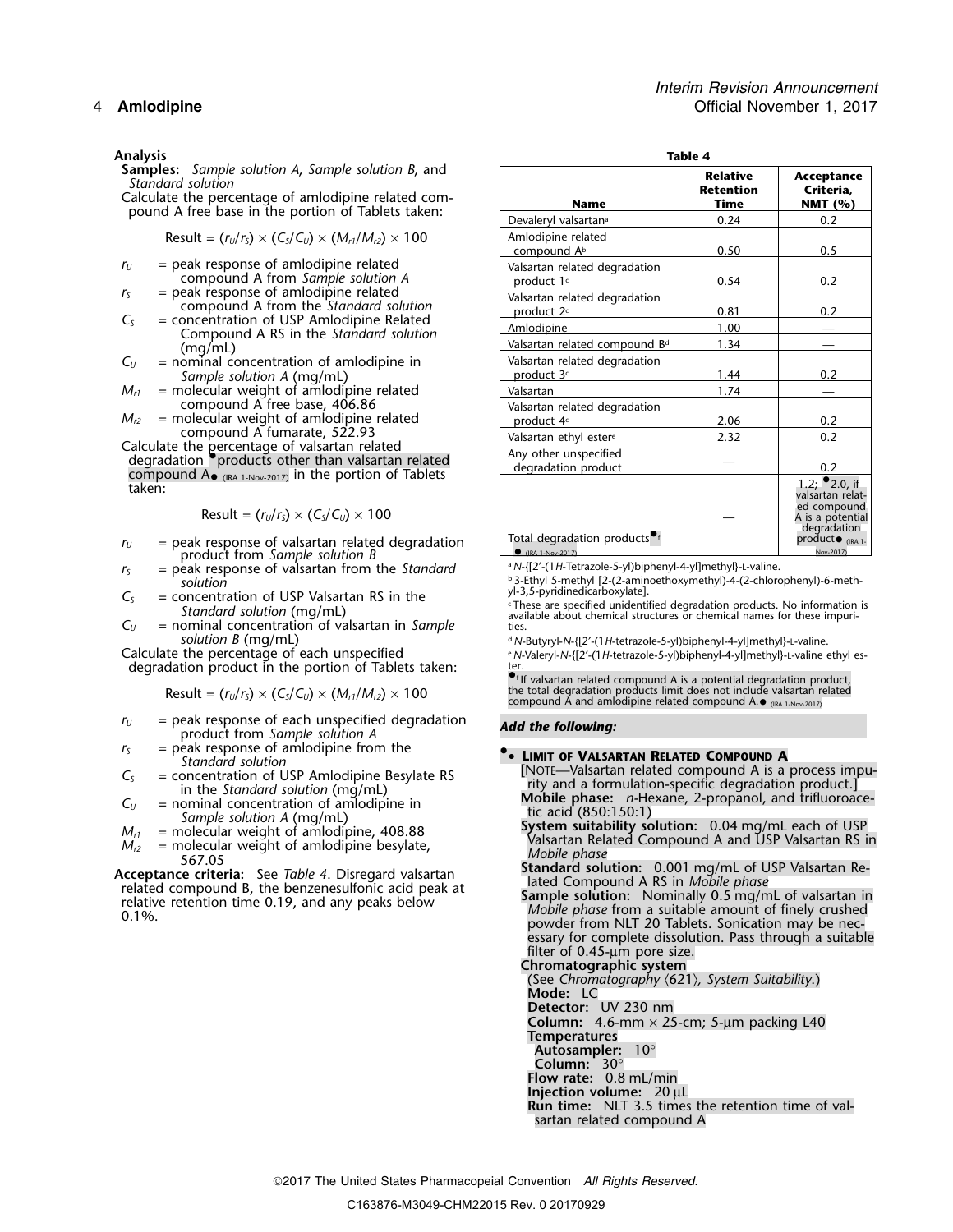**Analysis**

**Samples:** *Sample solution A*, *Sample solution B*, and *Standard solution*

Calculate the percentage of amlodipine related compound A free base in the portion of Tablets taken:

$$\text{Result} = (r_U/r_S) \times (C_S/C_U) \times (M_{r1}/M_{r2}) \times 100$$

- $r_U$ = peak response of amlodipine related compound A from *Sample solution A*
- $r_S$ = peak response of amlodipine related compound A from the *Standard solution*
- $C_S$ = concentration of USP Amlodipine Related Compound A RS in the *Standard solution* (mg/mL)
- $C_U$ = nominal concentration of amlodipine in *Sample solution A* (mg/mL)
- $M_{r1}$ = molecular weight of amlodipine related compound A free base, 406.86
- $M_{r2}$ = molecular weight of amlodipine related compound A fumarate, 522.93

Calculate the percentage of valsartan related degradation ●products other than valsartan related compound A● (IRA 1-Nov-2017) in the portion of Tablets taken:

$$\text{Result} = (r_U/r_S) \times (C_S/C_U) \times 100$$

- $r_U$ = peak response of valsartan related degradation product from *Sample solution B*
- $r_S$ = peak response of valsartan from the *Standard solution*
- $C_S$ = concentration of USP Valsartan RS in the *Standard solution* (mg/mL)
- $C_U$ = nominal concentration of valsartan in *Sample solution B* (mg/mL)

Calculate the percentage of each unspecified degradation product in the portion of Tablets taken:

$$\text{Result} = (r_U/r_S) \times (C_S/C_U) \times (M_{r1}/M_{r2}) \times 100$$

- $r_U$ = peak response of each unspecified degradation product from *Sample solution A*
- $r_S$ = peak response of amlodipine from the *Standard solution*
- $C_S$ = concentration of USP Amlodipine Besylate RS in the *Standard solution* (mg/mL)
- $C_U$ = nominal concentration of amlodipine in *Sample solution A* (mg/mL)
- $M_{r1}$ = molecular weight of amlodipine, 408.88
- $M_{r2}$ = molecular weight of amlodipine besylate, 567.05

**Acceptance criteria:** See *Table 4*. Disregard valsartan related compound B, the benzenesulfonic acid peak at relative retention time 0.19, and any peaks below 0.1%.

**Table 4**

| Name | Relative Retention Time | Acceptance Criteria, NMT (%) |
|---|---|---|
| Devaleryl valsartan[a] | 0.24 | 0.2 |
| Amlodipine related compound A[b] | 0.50 | 0.5 |
| Valsartan related degradation product 1[c] | 0.54 | 0.2 |
| Valsartan related degradation product 2[c] | 0.81 | 0.2 |
| Amlodipine | 1.00 | — |
| Valsartan related compound B[d] | 1.34 | — |
| Valsartan related degradation product 3[c] | 1.44 | 0.2 |
| Valsartan | 1.74 | — |
| Valsartan related degradation product 4[c] | 2.06 | 0.2 |
| Valsartan ethyl ester[e] | 2.32 | 0.2 |
| Any other unspecified degradation product | — | 0.2 |
| Total degradation products●[f]● (IRA 1-Nov-2017) | — | 1.2; ●2.0, if valsartan related compound A is a potential degradation product● (IRA 1-Nov-2017) |

[a] N-{[2′-(1H-Tetrazole-5-yl)biphenyl-4-yl]methyl}-L-valine.

[b] 3-Ethyl 5-methyl [2-(2-aminoethoxymethyl)-4-(2-chlorophenyl)-6-methyl-3,5-pyridinedicarboxylate].

[c] These are specified unidentified degradation products. No information is available about chemical structures or chemical names for these impurities.

[d] N-Butyryl-N-{[2′-(1H-tetrazole-5-yl)biphenyl-4-yl]methyl}-L-valine.

[e] N-Valeryl-N-{[2′-(1H-tetrazole-5-yl)biphenyl-4-yl]methyl}-L-valine ethyl ester.

●[f] If valsartan related compound A is a potential degradation product, the total degradation products limit does not include valsartan related compound A and amlodipine related compound A.● (IRA 1-Nov-2017)

***Add the following:***

●• **Limit of Valsartan Related Compound A**

[Note—Valsartan related compound A is a process impurity and a formulation-specific degradation product.]

**Mobile phase:** *n*-Hexane, 2-propanol, and trifluoroacetic acid (850:150:1)

**System suitability solution:** 0.04 mg/mL each of USP Valsartan Related Compound A and USP Valsartan RS in *Mobile phase*

**Standard solution:** 0.001 mg/mL of USP Valsartan Related Compound A RS in *Mobile phase*

**Sample solution:** Nominally 0.5 mg/mL of valsartan in *Mobile phase* from a suitable amount of finely crushed powder from NLT 20 Tablets. Sonication may be necessary for complete dissolution. Pass through a suitable filter of 0.45-µm pore size.

**Chromatographic system**

(See *Chromatography* 〈621〉*, System Suitability*.)

**Mode:** LC

**Detector:** UV 230 nm

**Column:** 4.6-mm × 25-cm; 5-µm packing L40

**Temperatures**

**Autosampler:** 10°

**Column:** 30°

**Flow rate:** 0.8 mL/min

**Injection volume:** 20 µL

**Run time:** NLT 3.5 times the retention time of valsartan related compound A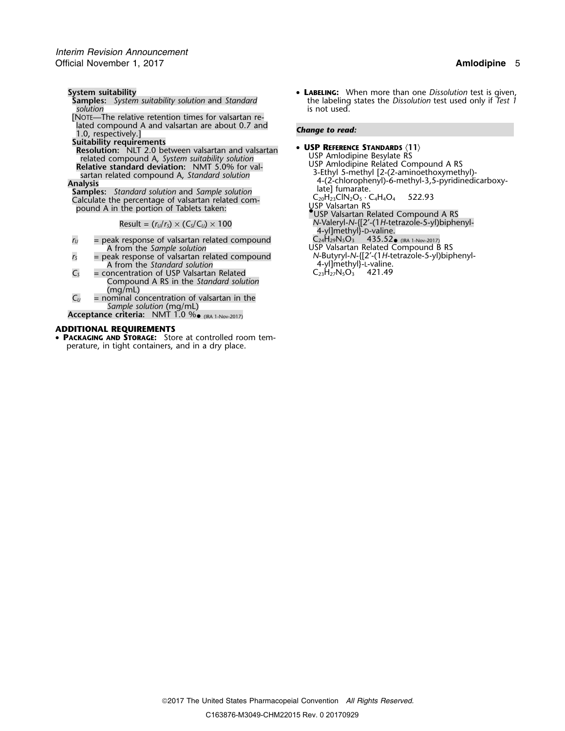**System suitability**

**Samples:** *System suitability solution* and *Standard solution*

[NOTE—The relative retention times for valsartan related compound A and valsartan are about 0.7 and 1.0, respectively.]

**Suitability requirements**

**Resolution:** NLT 2.0 between valsartan and valsartan related compound A, *System suitability solution*

**Relative standard deviation:** NMT 5.0% for valsartan related compound A, *Standard solution*

**Analysis**

**Samples:** *Standard solution* and *Sample solution*

Calculate the percentage of valsartan related compound A in the portion of Tablets taken:

$$\text{Result} = (r_U/r_S) \times (C_S/C_U) \times 100$$

$r_U$ = peak response of valsartan related compound A from the *Sample solution*

$r_S$ = peak response of valsartan related compound A from the *Standard solution*

$C_S$ = concentration of USP Valsartan Related Compound A RS in the *Standard solution* (mg/mL)

$C_U$ = nominal concentration of valsartan in the *Sample solution* (mg/mL)

**Acceptance criteria:** NMT 1.0 %● (IRA 1-Nov-2017)

## ADDITIONAL REQUIREMENTS

- **PACKAGING AND STORAGE:** Store at controlled room temperature, in tight containers, and in a dry place.
- **LABELING:** When more than one *Dissolution* test is given, the labeling states the *Dissolution* test used only if *Test 1* is not used.

***Change to read:***

- **USP REFERENCE STANDARDS ⟨11⟩**

  USP Amlodipine Besylate RS

  USP Amlodipine Related Compound A RS

  3-Ethyl 5-methyl [2-(2-aminoethoxymethyl)-4-(2-chlorophenyl)-6-methyl-3,5-pyridinedicarboxylate] fumarate.

  $C_{20}H_{23}ClN_2O_5 \cdot C_4H_4O_4$ 522.93

  USP Valsartan RS

  ●USP Valsartan Related Compound A RS

  *N*-Valeryl-*N*-{[2′-(1*H*-tetrazole-5-yl)biphenyl-4-yl]methyl}-D-valine.

  $C_{24}H_{29}N_5O_3$ 435.52● (IRA 1-Nov-2017)

  USP Valsartan Related Compound B RS

  *N*-Butyryl-*N*-{[2′-(1*H*-tetrazole-5-yl)biphenyl-4-yl]methyl}-L-valine.

  $C_{23}H_{27}N_5O_3$ 421.49